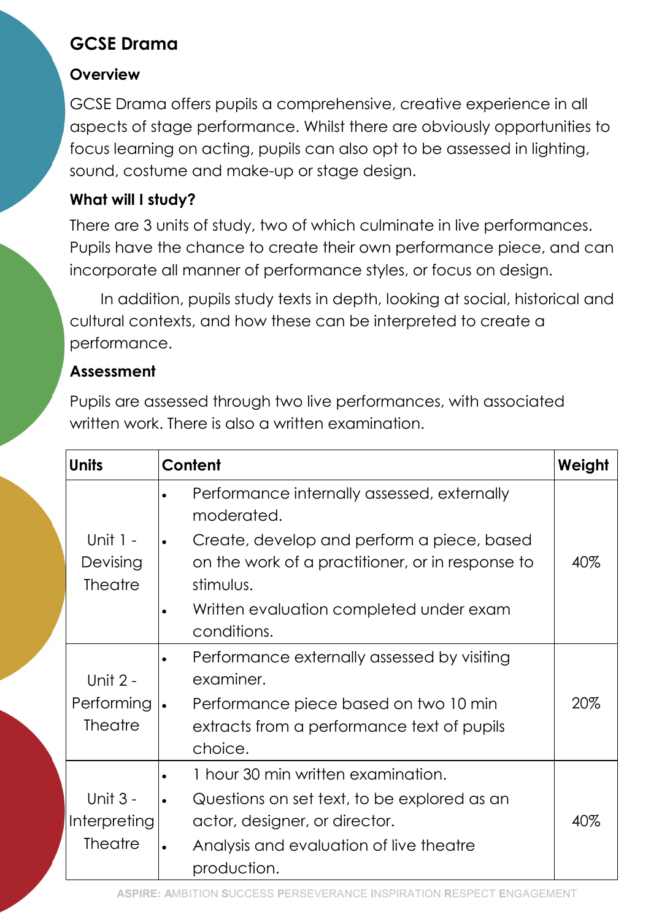# GCSE Drama

## Overview

GCSE Drama offers pupils a comprehensive, creative experience in all aspects of stage performance. Whilst there are obviously opportunities to focus learning on acting, pupils can also opt to be assessed in lighting, sound, costume and make-up or stage design.

## What will I study?

There are 3 units of study, two of which culminate in live performances. Pupils have the chance to create their own performance piece, and can incorporate all manner of performance styles, or focus on design.

In addition, pupils study texts in depth, looking at social, historical and cultural contexts, and how these can be interpreted to create a performance.

## Assessment

Pupils are assessed through two live performances, with associated written work. There is also a written examination.

| Units | Content | Weight |
|---|---|---|
| Unit 1 - Devising Theatre | • Performance internally assessed, externally moderated.<br>• Create, develop and perform a piece, based on the work of a practitioner, or in response to stimulus.<br>• Written evaluation completed under exam conditions. | 40% |
| Unit 2 - Performing Theatre | • Performance externally assessed by visiting examiner.<br>• Performance piece based on two 10 min extracts from a performance text of pupils choice. | 20% |
| Unit 3 - Interpreting Theatre | • 1 hour 30 min written examination.<br>• Questions on set text, to be explored as an actor, designer, or director.<br>• Analysis and evaluation of live theatre production. | 40% |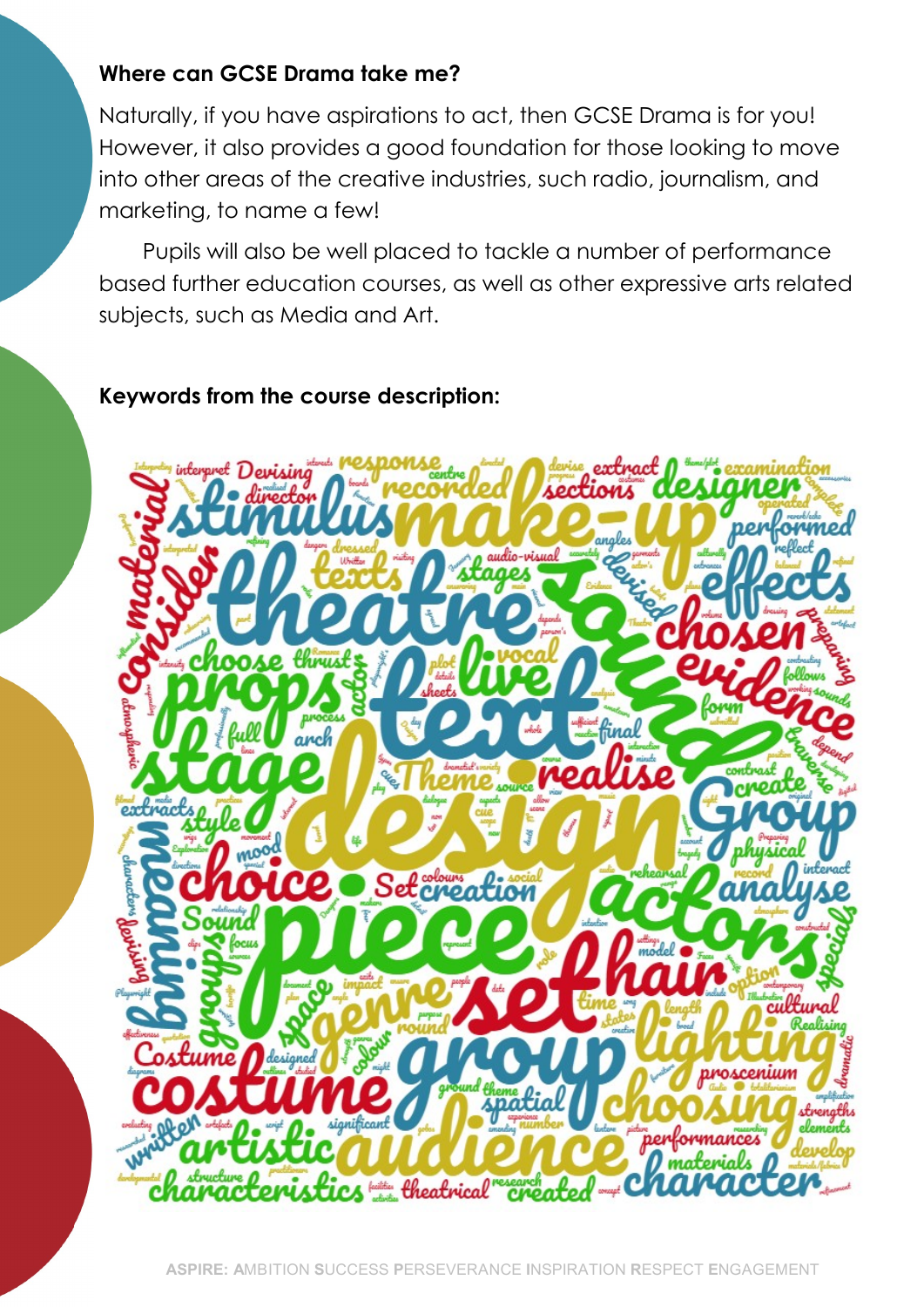**Where can GCSE Drama take me?**

Naturally, if you have aspirations to act, then GCSE Drama is for you! However, it also provides a good foundation for those looking to move into other areas of the creative industries, such radio, journalism, and marketing, to name a few!

Pupils will also be well placed to tackle a number of performance based further education courses, as well as other expressive arts related subjects, such as Media and Art.

**Keywords from the course description:**